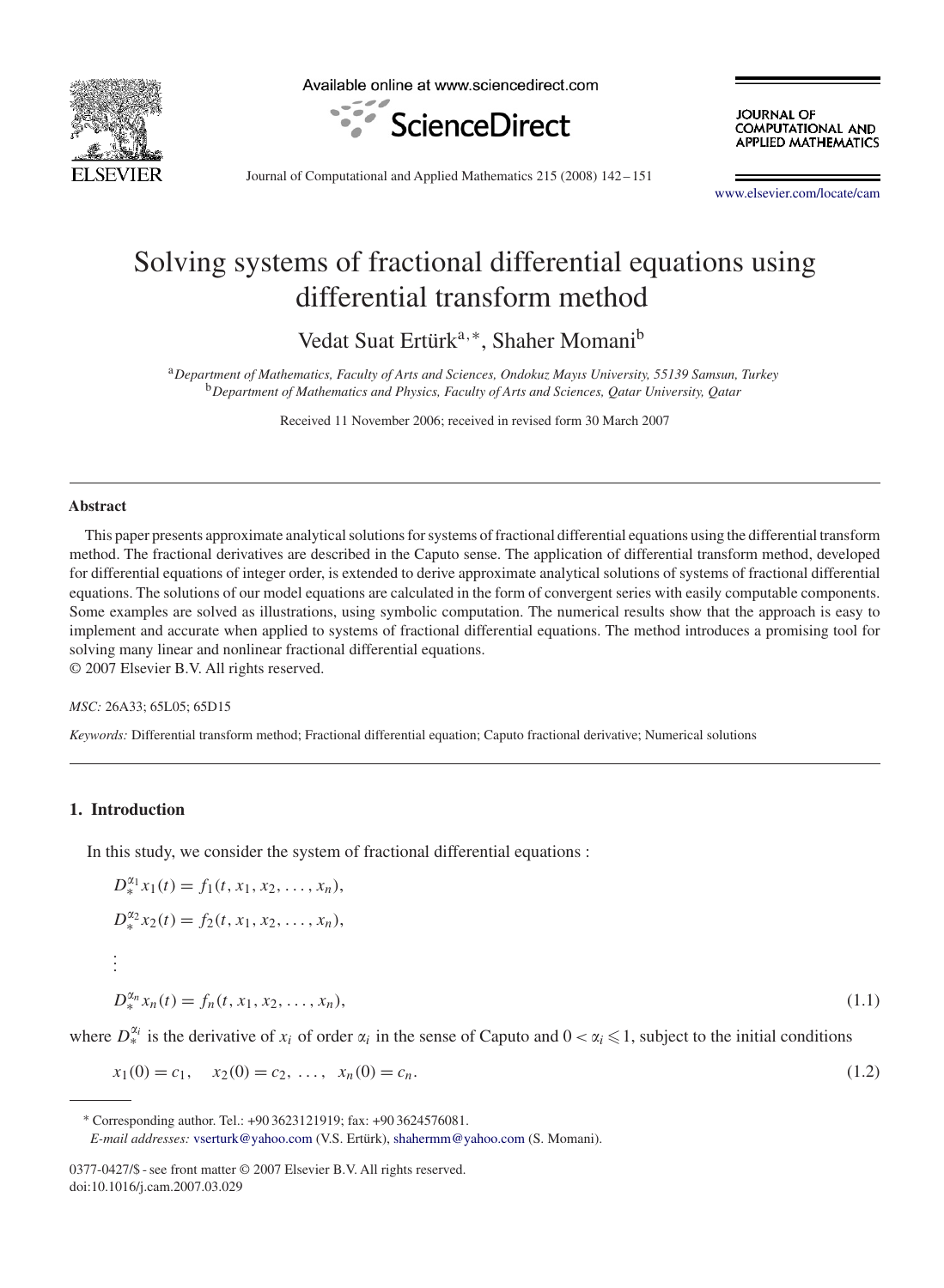# Solving systems of fractional differential equations using differential transform method

Vedat Suat Ertürk[a,*], Shaher Momani[b]

[a] *Department of Mathematics, Faculty of Arts and Sciences, Ondokuz Mayıs University, 55139 Samsun, Turkey*

[b] *Department of Mathematics and Physics, Faculty of Arts and Sciences, Qatar University, Qatar*

Received 11 November 2006; received in revised form 30 March 2007

## Abstract

This paper presents approximate analytical solutions for systems of fractional differential equations using the differential transform method. The fractional derivatives are described in the Caputo sense. The application of differential transform method, developed for differential equations of integer order, is extended to derive approximate analytical solutions of systems of fractional differential equations. The solutions of our model equations are calculated in the form of convergent series with easily computable components. Some examples are solved as illustrations, using symbolic computation. The numerical results show that the approach is easy to implement and accurate when applied to systems of fractional differential equations. The method introduces a promising tool for solving many linear and nonlinear fractional differential equations.

© 2007 Elsevier B.V. All rights reserved.

*MSC:* 26A33; 65L05; 65D15

*Keywords:* Differential transform method; Fractional differential equation; Caputo fractional derivative; Numerical solutions

## 1. Introduction

In this study, we consider the system of fractional differential equations :

$$
\begin{aligned}
D_*^{\alpha_1} x_1(t) &= f_1(t, x_1, x_2, \ldots, x_n),\\
D_*^{\alpha_2} x_2(t) &= f_2(t, x_1, x_2, \ldots, x_n),\\
&\vdots\\
D_*^{\alpha_n} x_n(t) &= f_n(t, x_1, x_2, \ldots, x_n),
\end{aligned}
\tag{1.1}
$$

where $D_*^{\alpha_i}$ is the derivative of $x_i$ of order $\alpha_i$ in the sense of Caputo and $0 < \alpha_i \leqslant 1$, subject to the initial conditions

$$
x_1(0) = c_1, \quad x_2(0) = c_2, \; \ldots, \; x_n(0) = c_n. \tag{1.2}
$$

---

\* Corresponding author. Tel.: +90 3623121919; fax: +90 3624576081.

*E-mail addresses:* vserturk@yahoo.com (V.S. Ertürk), shahermm@yahoo.com (S. Momani).

0377-0427/$ - see front matter © 2007 Elsevier B.V. All rights reserved.
doi:10.1016/j.cam.2007.03.029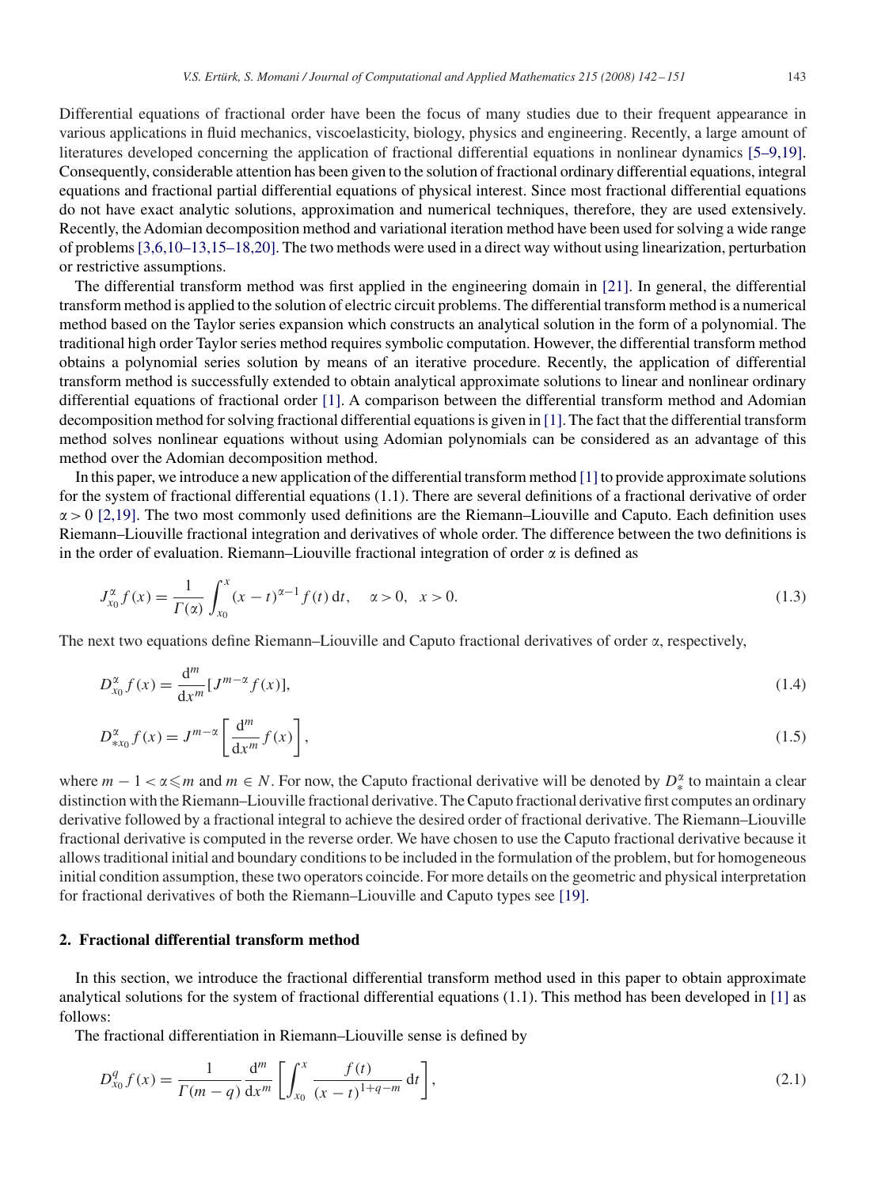Differential equations of fractional order have been the focus of many studies due to their frequent appearance in various applications in fluid mechanics, viscoelasticity, biology, physics and engineering. Recently, a large amount of literatures developed concerning the application of fractional differential equations in nonlinear dynamics [5–9,19]. Consequently, considerable attention has been given to the solution of fractional ordinary differential equations, integral equations and fractional partial differential equations of physical interest. Since most fractional differential equations do not have exact analytic solutions, approximation and numerical techniques, therefore, they are used extensively. Recently, the Adomian decomposition method and variational iteration method have been used for solving a wide range of problems [3,6,10–13,15–18,20]. The two methods were used in a direct way without using linearization, perturbation or restrictive assumptions.

The differential transform method was first applied in the engineering domain in [21]. In general, the differential transform method is applied to the solution of electric circuit problems. The differential transform method is a numerical method based on the Taylor series expansion which constructs an analytical solution in the form of a polynomial. The traditional high order Taylor series method requires symbolic computation. However, the differential transform method obtains a polynomial series solution by means of an iterative procedure. Recently, the application of differential transform method is successfully extended to obtain analytical approximate solutions to linear and nonlinear ordinary differential equations of fractional order [1]. A comparison between the differential transform method and Adomian decomposition method for solving fractional differential equations is given in [1]. The fact that the differential transform method solves nonlinear equations without using Adomian polynomials can be considered as an advantage of this method over the Adomian decomposition method.

In this paper, we introduce a new application of the differential transform method [1] to provide approximate solutions for the system of fractional differential equations (1.1). There are several definitions of a fractional derivative of order $\alpha > 0$ [2,19]. The two most commonly used definitions are the Riemann–Liouville and Caputo. Each definition uses Riemann–Liouville fractional integration and derivatives of whole order. The difference between the two definitions is in the order of evaluation. Riemann–Liouville fractional integration of order $\alpha$ is defined as

$$J_{x_0}^{\alpha} f(x) = \frac{1}{\Gamma(\alpha)} \int_{x_0}^{x} (x-t)^{\alpha-1} f(t)\,\mathrm{d}t, \quad \alpha > 0, \quad x > 0. \tag{1.3}$$

The next two equations define Riemann–Liouville and Caputo fractional derivatives of order $\alpha$, respectively,

$$D_{x_0}^{\alpha} f(x) = \frac{\mathrm{d}^m}{\mathrm{d}x^m}[J^{m-\alpha} f(x)], \tag{1.4}$$

$$D_{*x_0}^{\alpha} f(x) = J^{m-\alpha}\left[\frac{\mathrm{d}^m}{\mathrm{d}x^m} f(x)\right], \tag{1.5}$$

where $m-1 < \alpha \leqslant m$ and $m \in N$. For now, the Caputo fractional derivative will be denoted by $D_*^{\alpha}$ to maintain a clear distinction with the Riemann–Liouville fractional derivative. The Caputo fractional derivative first computes an ordinary derivative followed by a fractional integral to achieve the desired order of fractional derivative. The Riemann–Liouville fractional derivative is computed in the reverse order. We have chosen to use the Caputo fractional derivative because it allows traditional initial and boundary conditions to be included in the formulation of the problem, but for homogeneous initial condition assumption, these two operators coincide. For more details on the geometric and physical interpretation for fractional derivatives of both the Riemann–Liouville and Caputo types see [19].

## 2. Fractional differential transform method

In this section, we introduce the fractional differential transform method used in this paper to obtain approximate analytical solutions for the system of fractional differential equations (1.1). This method has been developed in [1] as follows:

The fractional differentiation in Riemann–Liouville sense is defined by

$$D_{x_0}^{q} f(x) = \frac{1}{\Gamma(m-q)} \frac{\mathrm{d}^m}{\mathrm{d}x^m}\left[\int_{x_0}^{x} \frac{f(t)}{(x-t)^{1+q-m}}\,\mathrm{d}t\right], \tag{2.1}$$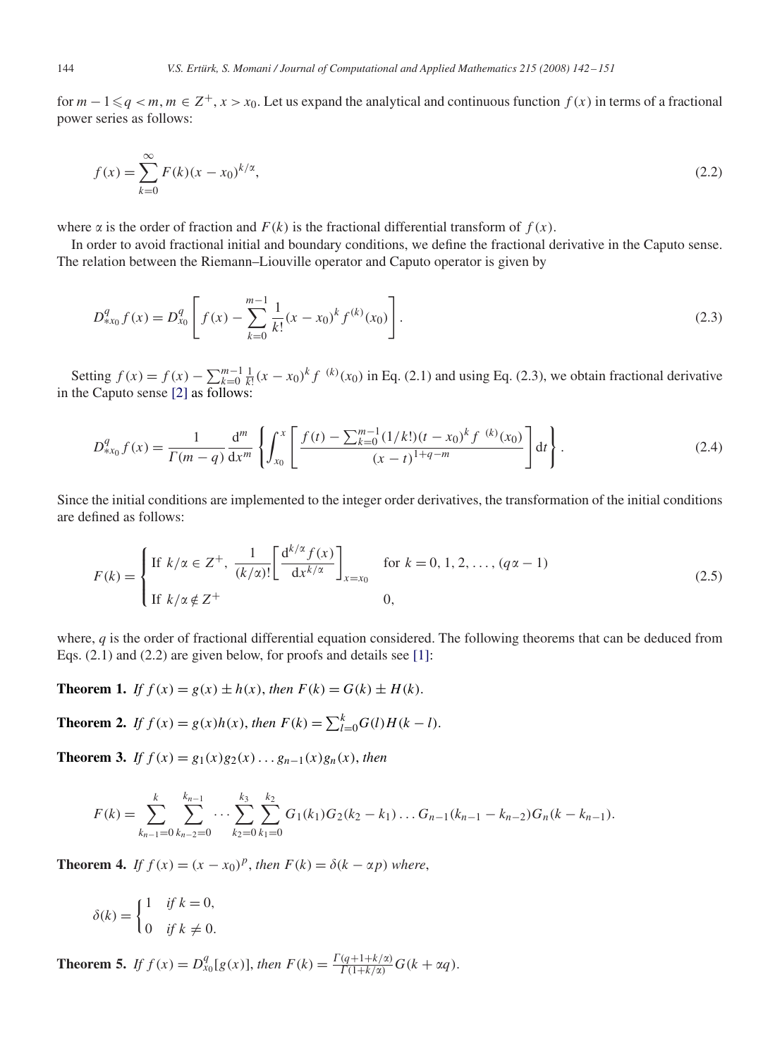for $m-1 \leqslant q < m$, $m \in Z^+$, $x > x_0$. Let us expand the analytical and continuous function $f(x)$ in terms of a fractional power series as follows:

$$f(x) = \sum_{k=0}^{\infty} F(k)(x-x_0)^{k/\alpha}, \tag{2.2}$$

where $\alpha$ is the order of fraction and $F(k)$ is the fractional differential transform of $f(x)$.

In order to avoid fractional initial and boundary conditions, we define the fractional derivative in the Caputo sense. The relation between the Riemann–Liouville operator and Caputo operator is given by

$$D_{*x_0}^q f(x) = D_{x_0}^q \left[ f(x) - \sum_{k=0}^{m-1} \frac{1}{k!}(x-x_0)^k f^{(k)}(x_0) \right]. \tag{2.3}$$

Setting $f(x) = f(x) - \sum_{k=0}^{m-1} \frac{1}{k!}(x-x_0)^k f^{\ (k)}(x_0)$ in Eq. (2.1) and using Eq. (2.3), we obtain fractional derivative in the Caputo sense [2] as follows:

$$D_{*x_0}^q f(x) = \frac{1}{\Gamma(m-q)} \frac{\mathrm{d}^m}{\mathrm{d}x^m} \left\{ \int_{x_0}^{x} \left[ \frac{f(t) - \sum_{k=0}^{m-1} (1/k!)(t-x_0)^k f^{\ (k)}(x_0)}{(x-t)^{1+q-m}} \right] \mathrm{d}t \right\}. \tag{2.4}$$

Since the initial conditions are implemented to the integer order derivatives, the transformation of the initial conditions are defined as follows:

$$F(k) = \begin{cases} \text{If } k/\alpha \in Z^+, \ \dfrac{1}{(k/\alpha)!}\left[\dfrac{\mathrm{d}^{k/\alpha} f(x)}{\mathrm{d}x^{k/\alpha}}\right]_{x=x_0} & \text{for } k = 0, 1, 2, \ldots, (q\alpha - 1) \\ \text{If } k/\alpha \notin Z^+ & 0, \end{cases} \tag{2.5}$$

where, $q$ is the order of fractional differential equation considered. The following theorems that can be deduced from Eqs. (2.1) and (2.2) are given below, for proofs and details see [1]:

**Theorem 1.** *If* $f(x) = g(x) \pm h(x)$, *then* $F(k) = G(k) \pm H(k)$.

**Theorem 2.** *If* $f(x) = g(x)h(x)$, *then* $F(k) = \sum_{l=0}^{k} G(l)H(k-l)$.

**Theorem 3.** *If* $f(x) = g_1(x)g_2(x)\ldots g_{n-1}(x)g_n(x)$, *then*

$$F(k) = \sum_{k_{n-1}=0}^{k} \sum_{k_{n-2}=0}^{k_{n-1}} \cdots \sum_{k_2=0}^{k_3} \sum_{k_1=0}^{k_2} G_1(k_1)G_2(k_2-k_1)\ldots G_{n-1}(k_{n-1}-k_{n-2})G_n(k-k_{n-1}).$$

**Theorem 4.** *If* $f(x) = (x-x_0)^p$, *then* $F(k) = \delta(k - \alpha p)$ *where*,

$$\delta(k) = \begin{cases} 1 & \text{if } k = 0, \\ 0 & \text{if } k \neq 0. \end{cases}$$

**Theorem 5.** *If* $f(x) = D_{x_0}^q[g(x)]$, *then* $F(k) = \frac{\Gamma(q+1+k/\alpha)}{\Gamma(1+k/\alpha)} G(k + \alpha q)$.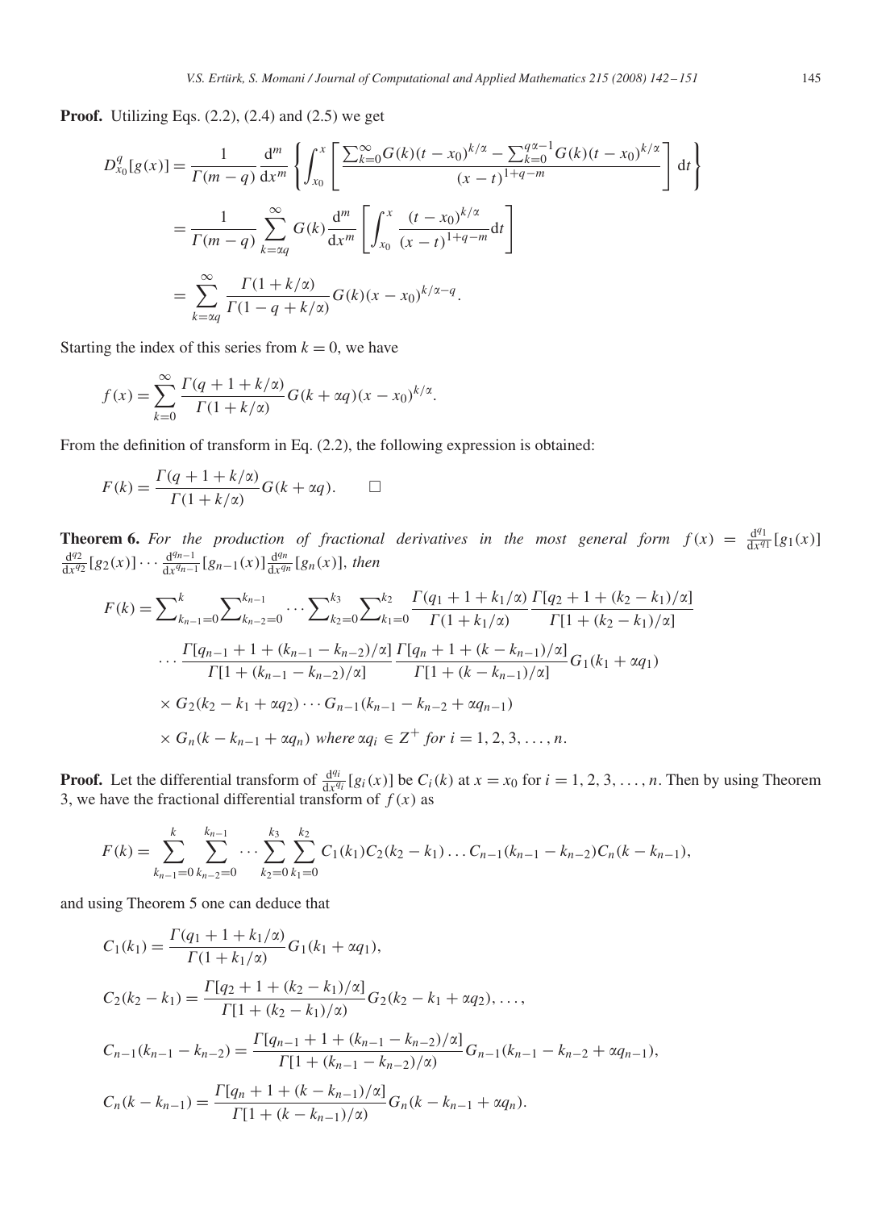**Proof.** Utilizing Eqs. (2.2), (2.4) and (2.5) we get

$$
\begin{aligned}
D_{x_0}^{q}[g(x)] &= \frac{1}{\Gamma(m-q)} \frac{\mathrm{d}^m}{\mathrm{d}x^m} \left\{ \int_{x_0}^{x} \left[ \frac{\sum_{k=0}^{\infty} G(k)(t-x_0)^{k/\alpha} - \sum_{k=0}^{q\alpha-1} G(k)(t-x_0)^{k/\alpha}}{(x-t)^{1+q-m}} \right] \mathrm{d}t \right\} \\
&= \frac{1}{\Gamma(m-q)} \sum_{k=\alpha q}^{\infty} G(k) \frac{\mathrm{d}^m}{\mathrm{d}x^m} \left[ \int_{x_0}^{x} \frac{(t-x_0)^{k/\alpha}}{(x-t)^{1+q-m}} \mathrm{d}t \right] \\
&= \sum_{k=\alpha q}^{\infty} \frac{\Gamma(1+k/\alpha)}{\Gamma(1-q+k/\alpha)} G(k)(x-x_0)^{k/\alpha - q}.
\end{aligned}
$$

Starting the index of this series from $k = 0$, we have

$$
f(x) = \sum_{k=0}^{\infty} \frac{\Gamma(q+1+k/\alpha)}{\Gamma(1+k/\alpha)} G(k+\alpha q)(x-x_0)^{k/\alpha}.
$$

From the definition of transform in Eq. (2.2), the following expression is obtained:

$$
F(k) = \frac{\Gamma(q+1+k/\alpha)}{\Gamma(1+k/\alpha)} G(k+\alpha q). \qquad \square
$$

**Theorem 6.** *For the production of fractional derivatives in the most general form* $f(x) = \frac{\mathrm{d}^{q_1}}{\mathrm{d}x^{q_1}}[g_1(x)] \frac{\mathrm{d}^{q_2}}{\mathrm{d}x^{q_2}}[g_2(x)] \cdots \frac{\mathrm{d}^{q_{n-1}}}{\mathrm{d}x^{q_{n-1}}}[g_{n-1}(x)] \frac{\mathrm{d}^{q_n}}{\mathrm{d}x^{q_n}}[g_n(x)]$, *then*

$$
\begin{aligned}
F(k) = \sum_{k_{n-1}=0}^{k} \sum_{k_{n-2}=0}^{k_{n-1}} \cdots \sum_{k_2=0}^{k_3} \sum_{k_1=0}^{k_2} & \frac{\Gamma(q_1+1+k_1/\alpha)}{\Gamma(1+k_1/\alpha)} \frac{\Gamma[q_2+1+(k_2-k_1)/\alpha]}{\Gamma[1+(k_2-k_1)/\alpha]} \\
& \cdots \frac{\Gamma[q_{n-1}+1+(k_{n-1}-k_{n-2})/\alpha]}{\Gamma[1+(k_{n-1}-k_{n-2})/\alpha]} \frac{\Gamma[q_n+1+(k-k_{n-1})/\alpha]}{\Gamma[1+(k-k_{n-1})/\alpha]} G_1(k_1+\alpha q_1) \\
& \times G_2(k_2-k_1+\alpha q_2) \cdots G_{n-1}(k_{n-1}-k_{n-2}+\alpha q_{n-1}) \\
& \times G_n(k-k_{n-1}+\alpha q_n) \text{ where } \alpha q_i \in Z^+ \text{ for } i = 1, 2, 3, \ldots, n.
\end{aligned}
$$

**Proof.** Let the differential transform of $\frac{\mathrm{d}^{q_i}}{\mathrm{d}x^{q_i}}[g_i(x)]$ be $C_i(k)$ at $x = x_0$ for $i = 1, 2, 3, \ldots, n$. Then by using Theorem 3, we have the fractional differential transform of $f(x)$ as

$$
F(k) = \sum_{k_{n-1}=0}^{k} \sum_{k_{n-2}=0}^{k_{n-1}} \cdots \sum_{k_2=0}^{k_3} \sum_{k_1=0}^{k_2} C_1(k_1) C_2(k_2-k_1) \ldots C_{n-1}(k_{n-1}-k_{n-2}) C_n(k-k_{n-1}),
$$

and using Theorem 5 one can deduce that

$$
\begin{aligned}
C_1(k_1) &= \frac{\Gamma(q_1+1+k_1/\alpha)}{\Gamma(1+k_1/\alpha)} G_1(k_1+\alpha q_1), \\
C_2(k_2-k_1) &= \frac{\Gamma[q_2+1+(k_2-k_1)/\alpha]}{\Gamma[1+(k_2-k_1)/\alpha)} G_2(k_2-k_1+\alpha q_2), \ldots, \\
C_{n-1}(k_{n-1}-k_{n-2}) &= \frac{\Gamma[q_{n-1}+1+(k_{n-1}-k_{n-2})/\alpha]}{\Gamma[1+(k_{n-1}-k_{n-2})/\alpha)} G_{n-1}(k_{n-1}-k_{n-2}+\alpha q_{n-1}), \\
C_n(k-k_{n-1}) &= \frac{\Gamma[q_n+1+(k-k_{n-1})/\alpha]}{\Gamma[1+(k-k_{n-1})/\alpha)} G_n(k-k_{n-1}+\alpha q_n).
\end{aligned}
$$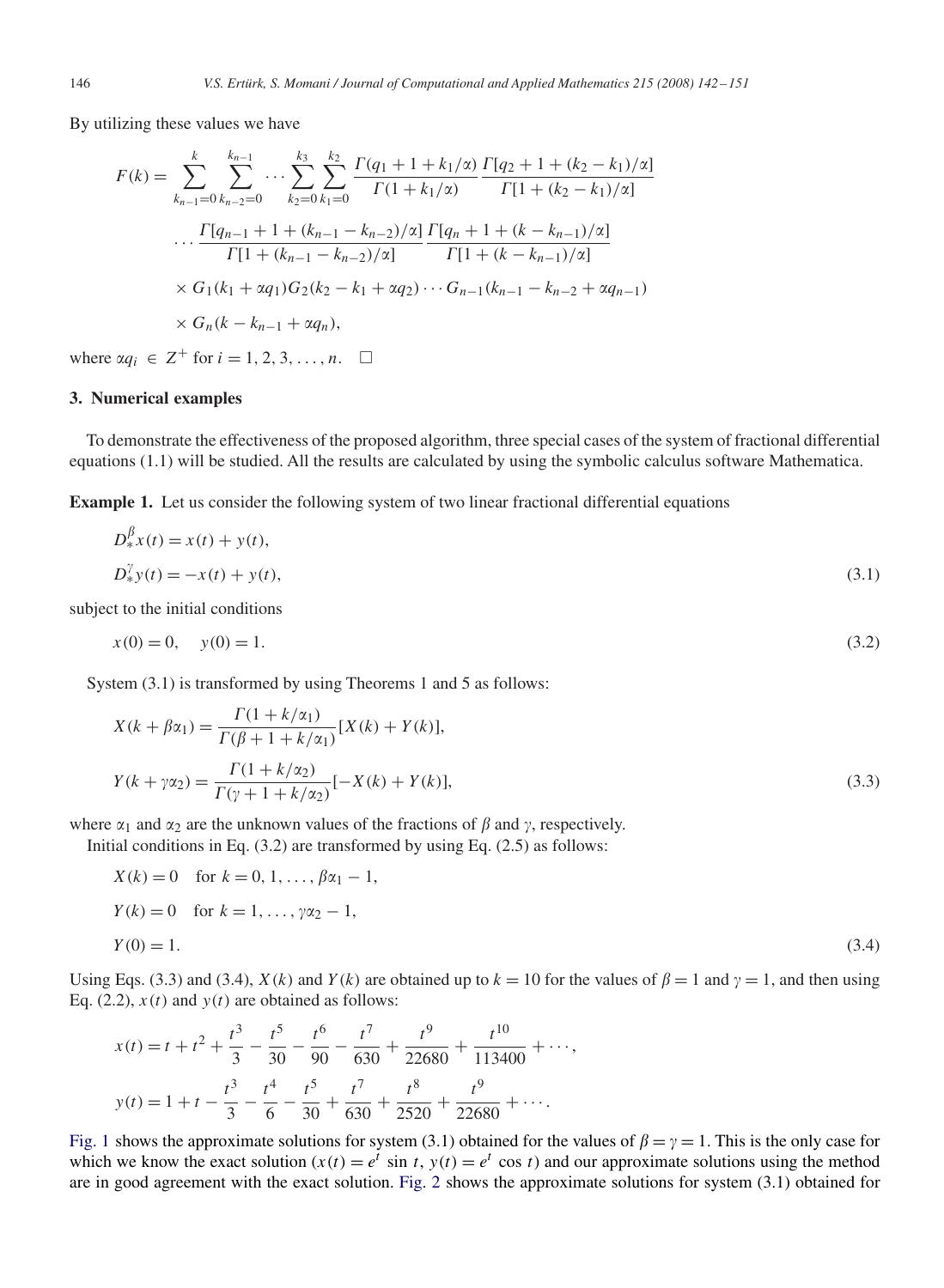By utilizing these values we have

$$
\begin{aligned}
F(k) = &\sum_{k_{n-1}=0}^{k} \sum_{k_{n-2}=0}^{k_{n-1}} \cdots \sum_{k_2=0}^{k_3} \sum_{k_1=0}^{k_2} \frac{\Gamma(q_1+1+k_1/\alpha)}{\Gamma(1+k_1/\alpha)} \frac{\Gamma[q_2+1+(k_2-k_1)/\alpha]}{\Gamma[1+(k_2-k_1)/\alpha]} \\
&\cdots \frac{\Gamma[q_{n-1}+1+(k_{n-1}-k_{n-2})/\alpha]}{\Gamma[1+(k_{n-1}-k_{n-2})/\alpha]} \frac{\Gamma[q_n+1+(k-k_{n-1})/\alpha]}{\Gamma[1+(k-k_{n-1})/\alpha]} \\
&\times G_1(k_1+\alpha q_1) G_2(k_2-k_1+\alpha q_2) \cdots G_{n-1}(k_{n-1}-k_{n-2}+\alpha q_{n-1}) \\
&\times G_n(k-k_{n-1}+\alpha q_n),
\end{aligned}
$$

where $\alpha q_i \in Z^+$ for $i = 1, 2, 3, \ldots, n$. $\square$

## 3. Numerical examples

To demonstrate the effectiveness of the proposed algorithm, three special cases of the system of fractional differential equations (1.1) will be studied. All the results are calculated by using the symbolic calculus software Mathematica.

**Example 1.** Let us consider the following system of two linear fractional differential equations

$$
\begin{aligned}
&D_*^{\beta} x(t) = x(t) + y(t), \\
&D_*^{\gamma} y(t) = -x(t) + y(t),
\end{aligned}
\tag{3.1}
$$

subject to the initial conditions

$$
x(0) = 0, \quad y(0) = 1. \tag{3.2}
$$

System (3.1) is transformed by using Theorems 1 and 5 as follows:

$$
\begin{aligned}
&X(k+\beta\alpha_1) = \frac{\Gamma(1+k/\alpha_1)}{\Gamma(\beta+1+k/\alpha_1)}[X(k)+Y(k)], \\
&Y(k+\gamma\alpha_2) = \frac{\Gamma(1+k/\alpha_2)}{\Gamma(\gamma+1+k/\alpha_2)}[-X(k)+Y(k)],
\end{aligned}
\tag{3.3}
$$

where $\alpha_1$ and $\alpha_2$ are the unknown values of the fractions of $\beta$ and $\gamma$, respectively.

Initial conditions in Eq. (3.2) are transformed by using Eq. (2.5) as follows:

$$
\begin{aligned}
&X(k) = 0 \quad \text{for } k = 0, 1, \ldots, \beta\alpha_1 - 1, \\
&Y(k) = 0 \quad \text{for } k = 1, \ldots, \gamma\alpha_2 - 1, \\
&Y(0) = 1.
\end{aligned}
\tag{3.4}
$$

Using Eqs. (3.3) and (3.4), $X(k)$ and $Y(k)$ are obtained up to $k = 10$ for the values of $\beta = 1$ and $\gamma = 1$, and then using Eq. (2.2), $x(t)$ and $y(t)$ are obtained as follows:

$$
\begin{aligned}
&x(t) = t + t^2 + \frac{t^3}{3} - \frac{t^5}{30} - \frac{t^6}{90} - \frac{t^7}{630} + \frac{t^9}{22680} + \frac{t^{10}}{113400} + \cdots, \\
&y(t) = 1 + t - \frac{t^3}{3} - \frac{t^4}{6} - \frac{t^5}{30} + \frac{t^7}{630} + \frac{t^8}{2520} + \frac{t^9}{22680} + \cdots.
\end{aligned}
$$

Fig. 1 shows the approximate solutions for system (3.1) obtained for the values of $\beta = \gamma = 1$. This is the only case for which we know the exact solution ($x(t) = e^t \sin t$, $y(t) = e^t \cos t$) and our approximate solutions using the method are in good agreement with the exact solution. Fig. 2 shows the approximate solutions for system (3.1) obtained for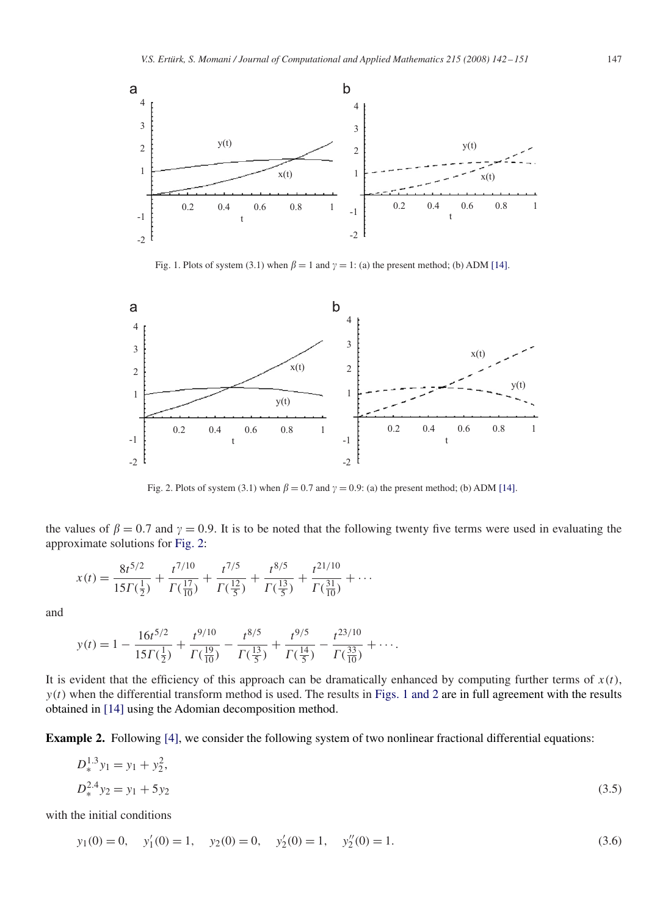Fig. 1. Plots of system (3.1) when $\beta = 1$ and $\gamma = 1$: (a) the present method; (b) ADM [14].

Fig. 2. Plots of system (3.1) when $\beta = 0.7$ and $\gamma = 0.9$: (a) the present method; (b) ADM [14].

the values of $\beta = 0.7$ and $\gamma = 0.9$. It is to be noted that the following twenty five terms were used in evaluating the approximate solutions for Fig. 2:

$$x(t) = \frac{8t^{5/2}}{15\Gamma(\frac{1}{2})} + \frac{t^{7/10}}{\Gamma(\frac{17}{10})} + \frac{t^{7/5}}{\Gamma(\frac{12}{5})} + \frac{t^{8/5}}{\Gamma(\frac{13}{5})} + \frac{t^{21/10}}{\Gamma(\frac{31}{10})} + \cdots$$

and

$$y(t) = 1 - \frac{16t^{5/2}}{15\Gamma(\frac{1}{2})} + \frac{t^{9/10}}{\Gamma(\frac{19}{10})} - \frac{t^{8/5}}{\Gamma(\frac{13}{5})} + \frac{t^{9/5}}{\Gamma(\frac{14}{5})} - \frac{t^{23/10}}{\Gamma(\frac{33}{10})} + \cdots .$$

It is evident that the efficiency of this approach can be dramatically enhanced by computing further terms of $x(t)$, $y(t)$ when the differential transform method is used. The results in Figs. 1 and 2 are in full agreement with the results obtained in [14] using the Adomian decomposition method.

**Example 2.** Following [4], we consider the following system of two nonlinear fractional differential equations:

$$\begin{aligned} D_*^{1.3} y_1 &= y_1 + y_2^2, \\ D_*^{2.4} y_2 &= y_1 + 5y_2 \end{aligned} \tag{3.5}$$

with the initial conditions

$$y_1(0) = 0, \quad y_1'(0) = 1, \quad y_2(0) = 0, \quad y_2'(0) = 1, \quad y_2''(0) = 1. \tag{3.6}$$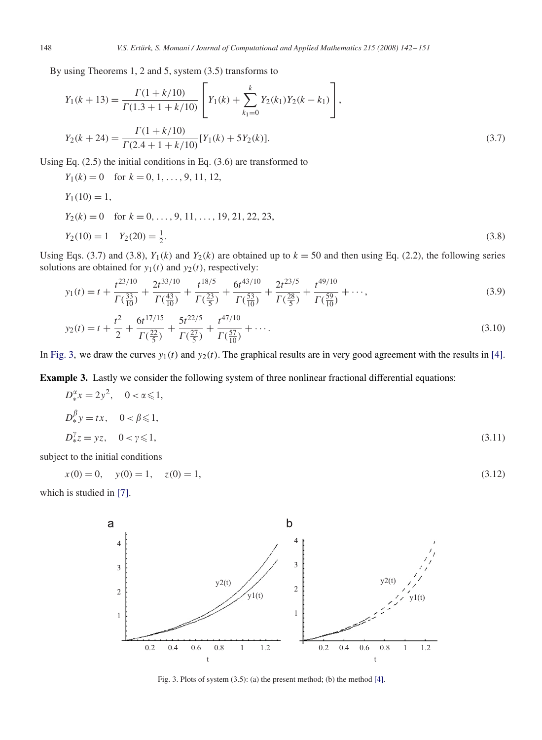By using Theorems 1, 2 and 5, system (3.5) transforms to

$$
\begin{aligned}
Y_1(k+13) &= \frac{\Gamma(1+k/10)}{\Gamma(1.3+1+k/10)}\left[Y_1(k)+\sum_{k_1=0}^{k} Y_2(k_1)Y_2(k-k_1)\right],\\
Y_2(k+24) &= \frac{\Gamma(1+k/10)}{\Gamma(2.4+1+k/10)}[Y_1(k)+5Y_2(k)].
\end{aligned}
\tag{3.7}
$$

Using Eq. (2.5) the initial conditions in Eq. (3.6) are transformed to

$$
\begin{aligned}
&Y_1(k)=0 \quad \text{for } k=0,1,\ldots,9,11,12,\\
&Y_1(10)=1,\\
&Y_2(k)=0 \quad \text{for } k=0,\ldots,9,11,\ldots,19,21,22,23,\\
&Y_2(10)=1 \quad Y_2(20)=\tfrac{1}{2}.
\end{aligned}
\tag{3.8}
$$

Using Eqs. (3.7) and (3.8), $Y_1(k)$ and $Y_2(k)$ are obtained up to $k=50$ and then using Eq. (2.2), the following series solutions are obtained for $y_1(t)$ and $y_2(t)$, respectively:

$$
y_1(t) = t + \frac{t^{23/10}}{\Gamma(\frac{33}{10})} + \frac{2t^{33/10}}{\Gamma(\frac{43}{10})} + \frac{t^{18/5}}{\Gamma(\frac{23}{5})} + \frac{6t^{43/10}}{\Gamma(\frac{53}{10})} + \frac{2t^{23/5}}{\Gamma(\frac{28}{5})} + \frac{t^{49/10}}{\Gamma(\frac{59}{10})} + \cdots,
\tag{3.9}
$$

$$
y_2(t) = t + \frac{t^2}{2} + \frac{6t^{17/15}}{\Gamma(\frac{22}{5})} + \frac{5t^{22/5}}{\Gamma(\frac{27}{5})} + \frac{t^{47/10}}{\Gamma(\frac{57}{10})} + \cdots.
\tag{3.10}
$$

In Fig. 3, we draw the curves $y_1(t)$ and $y_2(t)$. The graphical results are in very good agreement with the results in [4].

**Example 3.** Lastly we consider the following system of three nonlinear fractional differential equations:

$$
\begin{aligned}
&D_*^{\alpha}x = 2y^2, \quad 0<\alpha\leqslant 1,\\
&D_*^{\beta}y = tx, \quad 0<\beta\leqslant 1,\\
&D_*^{\gamma}z = yz, \quad 0<\gamma\leqslant 1,
\end{aligned}
\tag{3.11}
$$

subject to the initial conditions

$$
x(0)=0, \quad y(0)=1, \quad z(0)=1,
\tag{3.12}
$$

which is studied in [7].

Fig. 3. Plots of system (3.5): (a) the present method; (b) the method [4].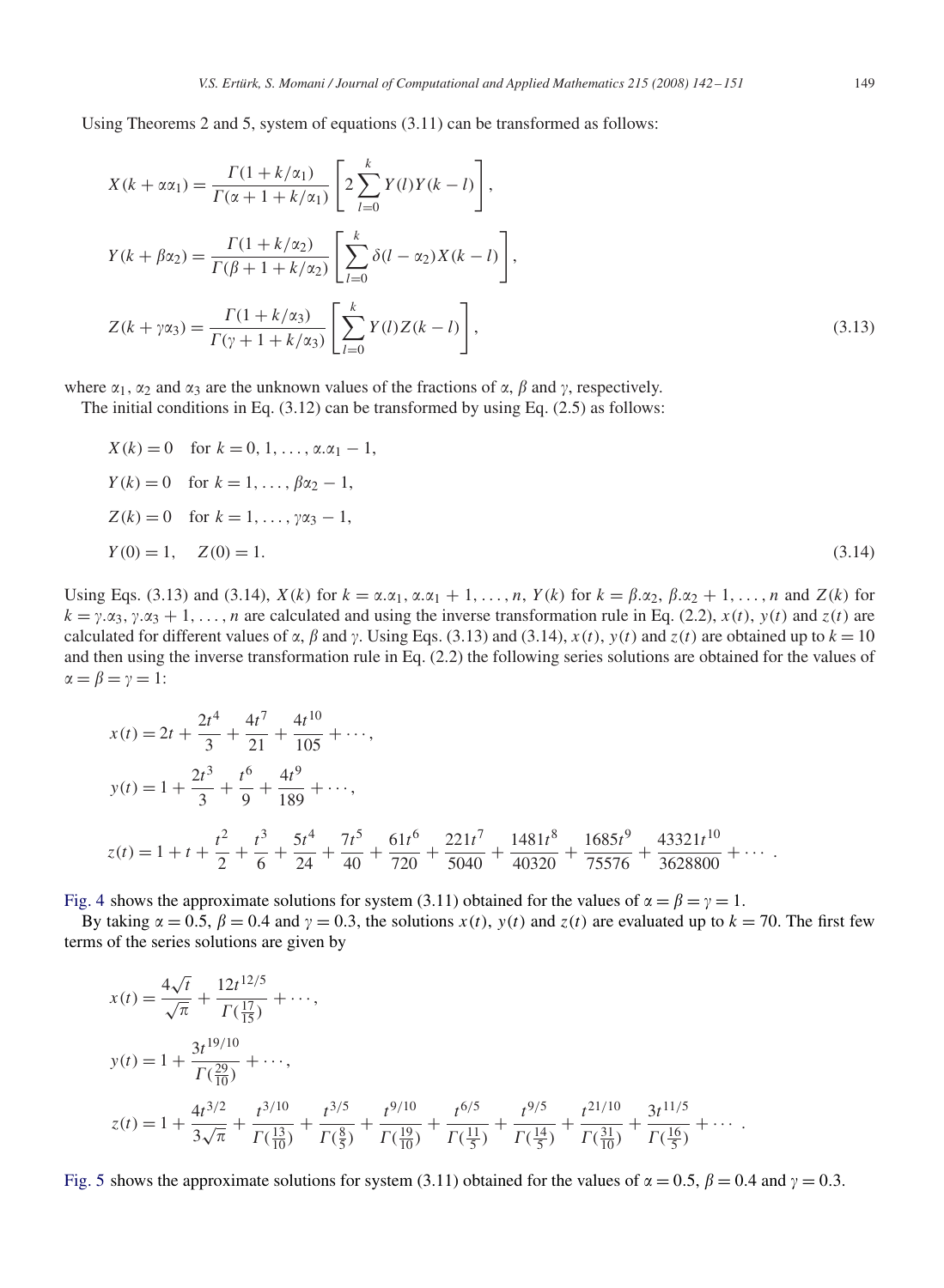Using Theorems 2 and 5, system of equations (3.11) can be transformed as follows:

$$
\begin{aligned}
X(k+\alpha\alpha_1) &= \frac{\Gamma(1+k/\alpha_1)}{\Gamma(\alpha+1+k/\alpha_1)}\left[2\sum_{l=0}^{k} Y(l)Y(k-l)\right],\\
Y(k+\beta\alpha_2) &= \frac{\Gamma(1+k/\alpha_2)}{\Gamma(\beta+1+k/\alpha_2)}\left[\sum_{l=0}^{k} \delta(l-\alpha_2)X(k-l)\right],\\
Z(k+\gamma\alpha_3) &= \frac{\Gamma(1+k/\alpha_3)}{\Gamma(\gamma+1+k/\alpha_3)}\left[\sum_{l=0}^{k} Y(l)Z(k-l)\right],
\end{aligned}
\tag{3.13}
$$

where $\alpha_1$, $\alpha_2$ and $\alpha_3$ are the unknown values of the fractions of $\alpha$, $\beta$ and $\gamma$, respectively.

The initial conditions in Eq. (3.12) can be transformed by using Eq. (2.5) as follows:

$$
\begin{aligned}
&X(k)=0 \quad \text{for } k=0,1,\ldots,\alpha.\alpha_1-1,\\
&Y(k)=0 \quad \text{for } k=1,\ldots,\beta\alpha_2-1,\\
&Z(k)=0 \quad \text{for } k=1,\ldots,\gamma\alpha_3-1,\\
&Y(0)=1, \quad Z(0)=1.
\end{aligned}
\tag{3.14}
$$

Using Eqs. (3.13) and (3.14), $X(k)$ for $k=\alpha.\alpha_1, \alpha.\alpha_1+1,\ldots,n$, $Y(k)$ for $k=\beta.\alpha_2, \beta.\alpha_2+1,\ldots,n$ and $Z(k)$ for $k=\gamma.\alpha_3, \gamma.\alpha_3+1,\ldots,n$ are calculated and using the inverse transformation rule in Eq. (2.2), $x(t)$, $y(t)$ and $z(t)$ are calculated for different values of $\alpha$, $\beta$ and $\gamma$. Using Eqs. (3.13) and (3.14), $x(t)$, $y(t)$ and $z(t)$ are obtained up to $k=10$ and then using the inverse transformation rule in Eq. (2.2) the following series solutions are obtained for the values of $\alpha=\beta=\gamma=1$:

$$
\begin{aligned}
x(t) &= 2t+\frac{2t^4}{3}+\frac{4t^7}{21}+\frac{4t^{10}}{105}+\cdots,\\
y(t) &= 1+\frac{2t^3}{3}+\frac{t^6}{9}+\frac{4t^9}{189}+\cdots,\\
z(t) &= 1+t+\frac{t^2}{2}+\frac{t^3}{6}+\frac{5t^4}{24}+\frac{7t^5}{40}+\frac{61t^6}{720}+\frac{221t^7}{5040}+\frac{1481t^8}{40320}+\frac{1685t^9}{75576}+\frac{43321t^{10}}{3628800}+\cdots.
\end{aligned}
$$

Fig. 4 shows the approximate solutions for system (3.11) obtained for the values of $\alpha=\beta=\gamma=1$.

By taking $\alpha=0.5$, $\beta=0.4$ and $\gamma=0.3$, the solutions $x(t)$, $y(t)$ and $z(t)$ are evaluated up to $k=70$. The first few terms of the series solutions are given by

$$
\begin{aligned}
x(t) &= \frac{4\sqrt{t}}{\sqrt{\pi}}+\frac{12t^{12/5}}{\Gamma(\frac{17}{15})}+\cdots,\\
y(t) &= 1+\frac{3t^{19/10}}{\Gamma(\frac{29}{10})}+\cdots,\\
z(t) &= 1+\frac{4t^{3/2}}{3\sqrt{\pi}}+\frac{t^{3/10}}{\Gamma(\frac{13}{10})}+\frac{t^{3/5}}{\Gamma(\frac{8}{5})}+\frac{t^{9/10}}{\Gamma(\frac{19}{10})}+\frac{t^{6/5}}{\Gamma(\frac{11}{5})}+\frac{t^{9/5}}{\Gamma(\frac{14}{5})}+\frac{t^{21/10}}{\Gamma(\frac{31}{10})}+\frac{3t^{11/5}}{\Gamma(\frac{16}{5})}+\cdots.
\end{aligned}
$$

Fig. 5 shows the approximate solutions for system (3.11) obtained for the values of $\alpha=0.5$, $\beta=0.4$ and $\gamma=0.3$.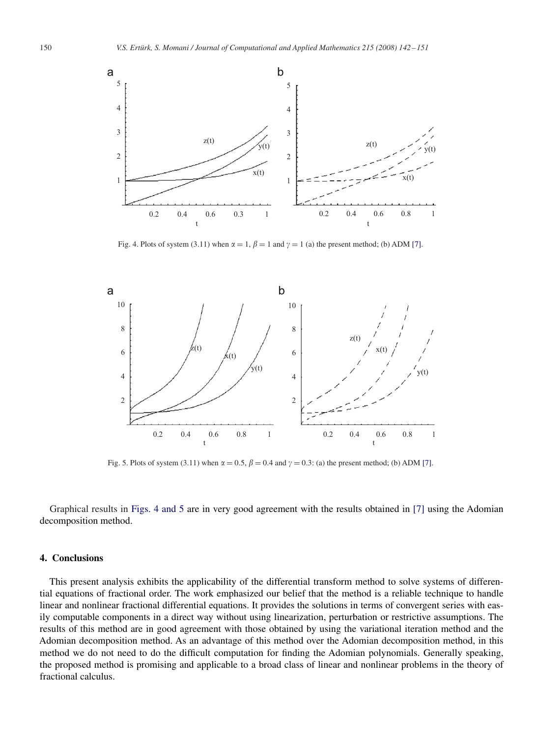Fig. 4. Plots of system (3.11) when $\alpha = 1$, $\beta = 1$ and $\gamma = 1$ (a) the present method; (b) ADM [7].

Fig. 5. Plots of system (3.11) when $\alpha = 0.5$, $\beta = 0.4$ and $\gamma = 0.3$: (a) the present method; (b) ADM [7].

Graphical results in Figs. 4 and 5 are in very good agreement with the results obtained in [7] using the Adomian decomposition method.

## 4. Conclusions

This present analysis exhibits the applicability of the differential transform method to solve systems of differential equations of fractional order. The work emphasized our belief that the method is a reliable technique to handle linear and nonlinear fractional differential equations. It provides the solutions in terms of convergent series with easily computable components in a direct way without using linearization, perturbation or restrictive assumptions. The results of this method are in good agreement with those obtained by using the variational iteration method and the Adomian decomposition method. As an advantage of this method over the Adomian decomposition method, in this method we do not need to do the difficult computation for finding the Adomian polynomials. Generally speaking, the proposed method is promising and applicable to a broad class of linear and nonlinear problems in the theory of fractional calculus.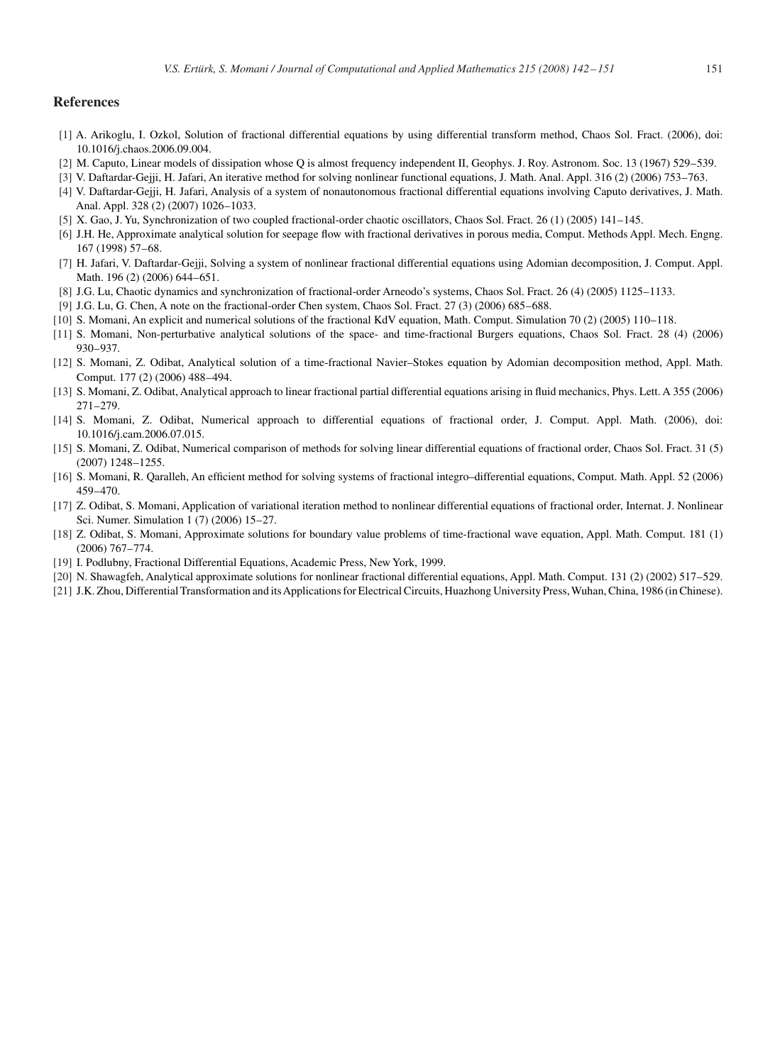## References

[1] A. Arikoglu, I. Ozkol, Solution of fractional differential equations by using differential transform method, Chaos Sol. Fract. (2006), doi: 10.1016/j.chaos.2006.09.004.

[2] M. Caputo, Linear models of dissipation whose Q is almost frequency independent II, Geophys. J. Roy. Astronom. Soc. 13 (1967) 529–539.

[3] V. Daftardar-Gejji, H. Jafari, An iterative method for solving nonlinear functional equations, J. Math. Anal. Appl. 316 (2) (2006) 753–763.

[4] V. Daftardar-Gejji, H. Jafari, Analysis of a system of nonautonomous fractional differential equations involving Caputo derivatives, J. Math. Anal. Appl. 328 (2) (2007) 1026–1033.

[5] X. Gao, J. Yu, Synchronization of two coupled fractional-order chaotic oscillators, Chaos Sol. Fract. 26 (1) (2005) 141–145.

[6] J.H. He, Approximate analytical solution for seepage flow with fractional derivatives in porous media, Comput. Methods Appl. Mech. Engng. 167 (1998) 57–68.

[7] H. Jafari, V. Daftardar-Gejji, Solving a system of nonlinear fractional differential equations using Adomian decomposition, J. Comput. Appl. Math. 196 (2) (2006) 644–651.

[8] J.G. Lu, Chaotic dynamics and synchronization of fractional-order Arneodo's systems, Chaos Sol. Fract. 26 (4) (2005) 1125–1133.

[9] J.G. Lu, G. Chen, A note on the fractional-order Chen system, Chaos Sol. Fract. 27 (3) (2006) 685–688.

[10] S. Momani, An explicit and numerical solutions of the fractional KdV equation, Math. Comput. Simulation 70 (2) (2005) 110–118.

[11] S. Momani, Non-perturbative analytical solutions of the space- and time-fractional Burgers equations, Chaos Sol. Fract. 28 (4) (2006) 930–937.

[12] S. Momani, Z. Odibat, Analytical solution of a time-fractional Navier–Stokes equation by Adomian decomposition method, Appl. Math. Comput. 177 (2) (2006) 488–494.

[13] S. Momani, Z. Odibat, Analytical approach to linear fractional partial differential equations arising in fluid mechanics, Phys. Lett. A 355 (2006) 271–279.

[14] S. Momani, Z. Odibat, Numerical approach to differential equations of fractional order, J. Comput. Appl. Math. (2006), doi: 10.1016/j.cam.2006.07.015.

[15] S. Momani, Z. Odibat, Numerical comparison of methods for solving linear differential equations of fractional order, Chaos Sol. Fract. 31 (5) (2007) 1248–1255.

[16] S. Momani, R. Qaralleh, An efficient method for solving systems of fractional integro–differential equations, Comput. Math. Appl. 52 (2006) 459–470.

[17] Z. Odibat, S. Momani, Application of variational iteration method to nonlinear differential equations of fractional order, Internat. J. Nonlinear Sci. Numer. Simulation 1 (7) (2006) 15–27.

[18] Z. Odibat, S. Momani, Approximate solutions for boundary value problems of time-fractional wave equation, Appl. Math. Comput. 181 (1) (2006) 767–774.

[19] I. Podlubny, Fractional Differential Equations, Academic Press, New York, 1999.

[20] N. Shawagfeh, Analytical approximate solutions for nonlinear fractional differential equations, Appl. Math. Comput. 131 (2) (2002) 517–529.

[21] J.K. Zhou, Differential Transformation and its Applications for Electrical Circuits, Huazhong University Press, Wuhan, China, 1986 (in Chinese).